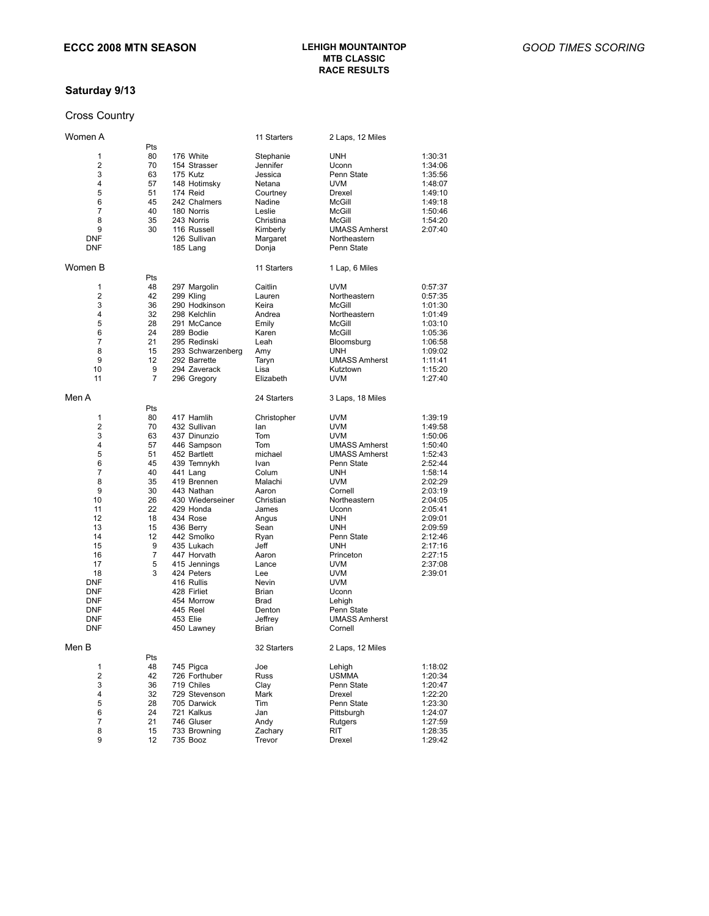**ECCC 2008 MTN SEASON**

**LEHIGH MOUNTAINTOP MTB CLASSIC RACE RESULTS**

*GOOD TIMES SCORING*

## Saturday 9/13

### Cross Country

#### Women A — 11 Starters — 2 Laps, 12 Miles

| Place | Pts | No. | Last Name | First Name | School | Time |
|---|---|---|---|---|---|---|
| 1 | 80 | 176 | White | Stephanie | UNH | 1:30:31 |
| 2 | 70 | 154 | Strasser | Jennifer | Uconn | 1:34:06 |
| 3 | 63 | 175 | Kutz | Jessica | Penn State | 1:35:56 |
| 4 | 57 | 148 | Hotimsky | Netana | UVM | 1:48:07 |
| 5 | 51 | 174 | Reid | Courtney | Drexel | 1:49:10 |
| 6 | 45 | 242 | Chalmers | Nadine | McGill | 1:49:18 |
| 7 | 40 | 180 | Norris | Leslie | McGill | 1:50:46 |
| 8 | 35 | 243 | Norris | Christina | McGill | 1:54:20 |
| 9 | 30 | 116 | Russell | Kimberly | UMASS Amherst | 2:07:40 |
| DNF | | 126 | Sullivan | Margaret | Northeastern | |
| DNF | | 185 | Lang | Donja | Penn State | |

#### Women B — 11 Starters — 1 Lap, 6 Miles

| Place | Pts | No. | Last Name | First Name | School | Time |
|---|---|---|---|---|---|---|
| 1 | 48 | 297 | Margolin | Caitlin | UVM | 0:57:37 |
| 2 | 42 | 299 | Kling | Lauren | Northeastern | 0:57:35 |
| 3 | 36 | 290 | Hodkinson | Keira | McGill | 1:01:30 |
| 4 | 32 | 298 | Kelchlin | Andrea | Northeastern | 1:01:49 |
| 5 | 28 | 291 | McCance | Emily | McGill | 1:03:10 |
| 6 | 24 | 289 | Bodie | Karen | McGill | 1:05:36 |
| 7 | 21 | 295 | Redinski | Leah | Bloomsburg | 1:06:58 |
| 8 | 15 | 293 | Schwarzenberg | Amy | UNH | 1:09:02 |
| 9 | 12 | 292 | Barrette | Taryn | UMASS Amherst | 1:11:41 |
| 10 | 9 | 294 | Zaverack | Lisa | Kutztown | 1:15:20 |
| 11 | 7 | 296 | Gregory | Elizabeth | UVM | 1:27:40 |

#### Men A — 24 Starters — 3 Laps, 18 Miles

| Place | Pts | No. | Last Name | First Name | School | Time |
|---|---|---|---|---|---|---|
| 1 | 80 | 417 | Hamlih | Christopher | UVM | 1:39:19 |
| 2 | 70 | 432 | Sullivan | Ian | UVM | 1:49:58 |
| 3 | 63 | 437 | Dinunzio | Tom | UVM | 1:50:06 |
| 4 | 57 | 446 | Sampson | Tom | UMASS Amherst | 1:50:40 |
| 5 | 51 | 452 | Bartlett | michael | UMASS Amherst | 1:52:43 |
| 6 | 45 | 439 | Temnykh | Ivan | Penn State | 2:52:44 |
| 7 | 40 | 441 | Lang | Colum | UNH | 1:58:14 |
| 8 | 35 | 419 | Brennen | Malachi | UVM | 2:02:29 |
| 9 | 30 | 443 | Nathan | Aaron | Cornell | 2:03:19 |
| 10 | 26 | 430 | Wiederseiner | Christian | Northeastern | 2:04:05 |
| 11 | 22 | 429 | Honda | James | Uconn | 2:05:41 |
| 12 | 18 | 434 | Rose | Angus | UNH | 2:09:01 |
| 13 | 15 | 436 | Berry | Sean | UNH | 2:09:59 |
| 14 | 12 | 442 | Smolko | Ryan | Penn State | 2:12:46 |
| 15 | 9 | 435 | Lukach | Jeff | UNH | 2:17:16 |
| 16 | 7 | 447 | Horvath | Aaron | Princeton | 2:27:15 |
| 17 | 5 | 415 | Jennings | Lance | UVM | 2:37:08 |
| 18 | 3 | 424 | Peters | Lee | UVM | 2:39:01 |
| DNF | | 416 | Rullis | Nevin | UVM | |
| DNF | | 428 | Firliet | Brian | Uconn | |
| DNF | | 454 | Morrow | Brad | Lehigh | |
| DNF | | 445 | Reel | Denton | Penn State | |
| DNF | | 453 | Elie | Jeffrey | UMASS Amherst | |
| DNF | | 450 | Lawney | Brian | Cornell | |

#### Men B — 32 Starters — 2 Laps, 12 Miles

| Place | Pts | No. | Last Name | First Name | School | Time |
|---|---|---|---|---|---|---|
| 1 | 48 | 745 | Pigca | Joe | Lehigh | 1:18:02 |
| 2 | 42 | 726 | Forthuber | Russ | USMMA | 1:20:34 |
| 3 | 36 | 719 | Chiles | Clay | Penn State | 1:20:47 |
| 4 | 32 | 729 | Stevenson | Mark | Drexel | 1:22:20 |
| 5 | 28 | 705 | Darwick | Tim | Penn State | 1:23:30 |
| 6 | 24 | 721 | Kalkus | Jan | Pittsburgh | 1:24:07 |
| 7 | 21 | 746 | Gluser | Andy | Rutgers | 1:27:59 |
| 8 | 15 | 733 | Browning | Zachary | RIT | 1:28:35 |
| 9 | 12 | 735 | Booz | Trevor | Drexel | 1:29:42 |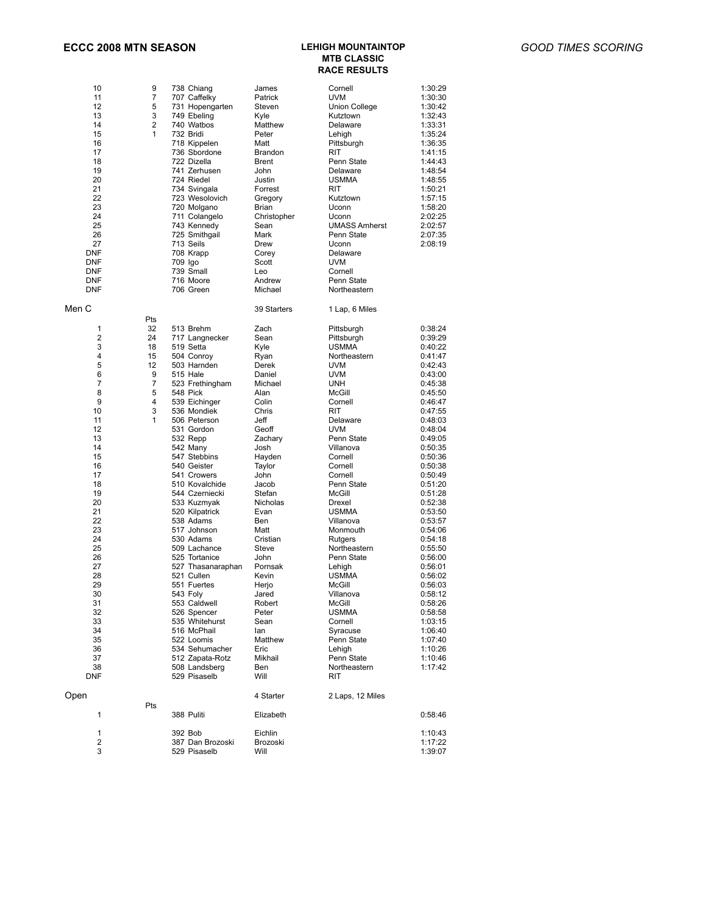# ECCC 2008 MTN SEASON

**LEHIGH MOUNTAINTOP MTB CLASSIC RACE RESULTS**

*GOOD TIMES SCORING*

| Place | Pts | No. | Last Name | First Name | Team | Time |
|---|---|---|---|---|---|---|
| 10 | 9 | 738 | Chiang | James | Cornell | 1:30:29 |
| 11 | 7 | 707 | Caffelky | Patrick | UVM | 1:30:30 |
| 12 | 5 | 731 | Hopengarten | Steven | Union College | 1:30:42 |
| 13 | 3 | 749 | Ebeling | Kyle | Kutztown | 1:32:43 |
| 14 | 2 | 740 | Watbos | Matthew | Delaware | 1:33:31 |
| 15 | 1 | 732 | Bridi | Peter | Lehigh | 1:35:24 |
| 16 | | 718 | Kippelen | Matt | Pittsburgh | 1:36:35 |
| 17 | | 736 | Sbordone | Brandon | RIT | 1:41:15 |
| 18 | | 722 | Dizella | Brent | Penn State | 1:44:43 |
| 19 | | 741 | Zerhusen | John | Delaware | 1:48:54 |
| 20 | | 724 | Riedel | Justin | USMMA | 1:48:55 |
| 21 | | 734 | Svingala | Forrest | RIT | 1:50:21 |
| 22 | | 723 | Wesolovich | Gregory | Kutztown | 1:57:15 |
| 23 | | 720 | Molgano | Brian | Uconn | 1:58:20 |
| 24 | | 711 | Colangelo | Christopher | Uconn | 2:02:25 |
| 25 | | 743 | Kennedy | Sean | UMASS Amherst | 2:02:57 |
| 26 | | 725 | Smithgail | Mark | Penn State | 2:07:35 |
| 27 | | 713 | Seils | Drew | Uconn | 2:08:19 |
| DNF | | 708 | Krapp | Corey | Delaware | |
| DNF | | 709 | Igo | Scott | UVM | |
| DNF | | 739 | Small | Leo | Cornell | |
| DNF | | 716 | Moore | Andrew | Penn State | |
| DNF | | 706 | Green | Michael | Northeastern | |

## Men C

39 Starters — 1 Lap, 6 Miles

| Place | Pts | No. | Last Name | First Name | Team | Time |
|---|---|---|---|---|---|---|
| 1 | 32 | 513 | Brehm | Zach | Pittsburgh | 0:38:24 |
| 2 | 24 | 717 | Langnecker | Sean | Pittsburgh | 0:39:29 |
| 3 | 18 | 519 | Setta | Kyle | USMMA | 0:40:22 |
| 4 | 15 | 504 | Conroy | Ryan | Northeastern | 0:41:47 |
| 5 | 12 | 503 | Harnden | Derek | UVM | 0:42:43 |
| 6 | 9 | 515 | Hale | Daniel | UVM | 0:43:00 |
| 7 | 7 | 523 | Frethingham | Michael | UNH | 0:45:38 |
| 8 | 5 | 548 | Pick | Alan | McGill | 0:45:50 |
| 9 | 4 | 539 | Eichinger | Colin | Cornell | 0:46:47 |
| 10 | 3 | 536 | Mondiek | Chris | RIT | 0:47:55 |
| 11 | 1 | 506 | Peterson | Jeff | Delaware | 0:48:03 |
| 12 | | 531 | Gordon | Geoff | UVM | 0:48:04 |
| 13 | | 532 | Repp | Zachary | Penn State | 0:49:05 |
| 14 | | 542 | Many | Josh | Villanova | 0:50:35 |
| 15 | | 547 | Stebbins | Hayden | Cornell | 0:50:36 |
| 16 | | 540 | Geister | Taylor | Cornell | 0:50:38 |
| 17 | | 541 | Crowers | John | Cornell | 0:50:49 |
| 18 | | 510 | Kovalchide | Jacob | Penn State | 0:51:20 |
| 19 | | 544 | Czerniecki | Stefan | McGill | 0:51:28 |
| 20 | | 533 | Kuzmyak | Nicholas | Drexel | 0:52:38 |
| 21 | | 520 | Kilpatrick | Evan | USMMA | 0:53:50 |
| 22 | | 538 | Adams | Ben | Villanova | 0:53:57 |
| 23 | | 517 | Johnson | Matt | Monmouth | 0:54:06 |
| 24 | | 530 | Adams | Cristian | Rutgers | 0:54:18 |
| 25 | | 509 | Lachance | Steve | Northeastern | 0:55:50 |
| 26 | | 525 | Tortanice | John | Penn State | 0:56:00 |
| 27 | | 527 | Thasanaraphan | Pornsak | Lehigh | 0:56:01 |
| 28 | | 521 | Cullen | Kevin | USMMA | 0:56:02 |
| 29 | | 551 | Fuertes | Herjo | McGill | 0:56:03 |
| 30 | | 543 | Foly | Jared | Villanova | 0:58:12 |
| 31 | | 553 | Caldwell | Robert | McGill | 0:58:26 |
| 32 | | 526 | Spencer | Peter | USMMA | 0:58:58 |
| 33 | | 535 | Whitehurst | Sean | Cornell | 1:03:15 |
| 34 | | 516 | McPhail | Ian | Syracuse | 1:06:40 |
| 35 | | 522 | Loomis | Matthew | Penn State | 1:07:40 |
| 36 | | 534 | Sehumacher | Eric | Lehigh | 1:10:26 |
| 37 | | 512 | Zapata-Rotz | Mikhail | Penn State | 1:10:46 |
| 38 | | 508 | Landsberg | Ben | Northeastern | 1:17:42 |
| DNF | | 529 | Pisaselb | Will | RIT | |

## Open

4 Starter — 2 Laps, 12 Miles

| Place | Pts | No. | Last Name | First Name | Team | Time |
|---|---|---|---|---|---|---|
| 1 | | 388 | Puliti | Elizabeth | | 0:58:46 |
| 1 | | 392 | Bob | Eichlin | | 1:10:43 |
| 2 | | 387 | Dan Brozoski | Brozoski | | 1:17:22 |
| 3 | | 529 | Pisaselb | Will | | 1:39:07 |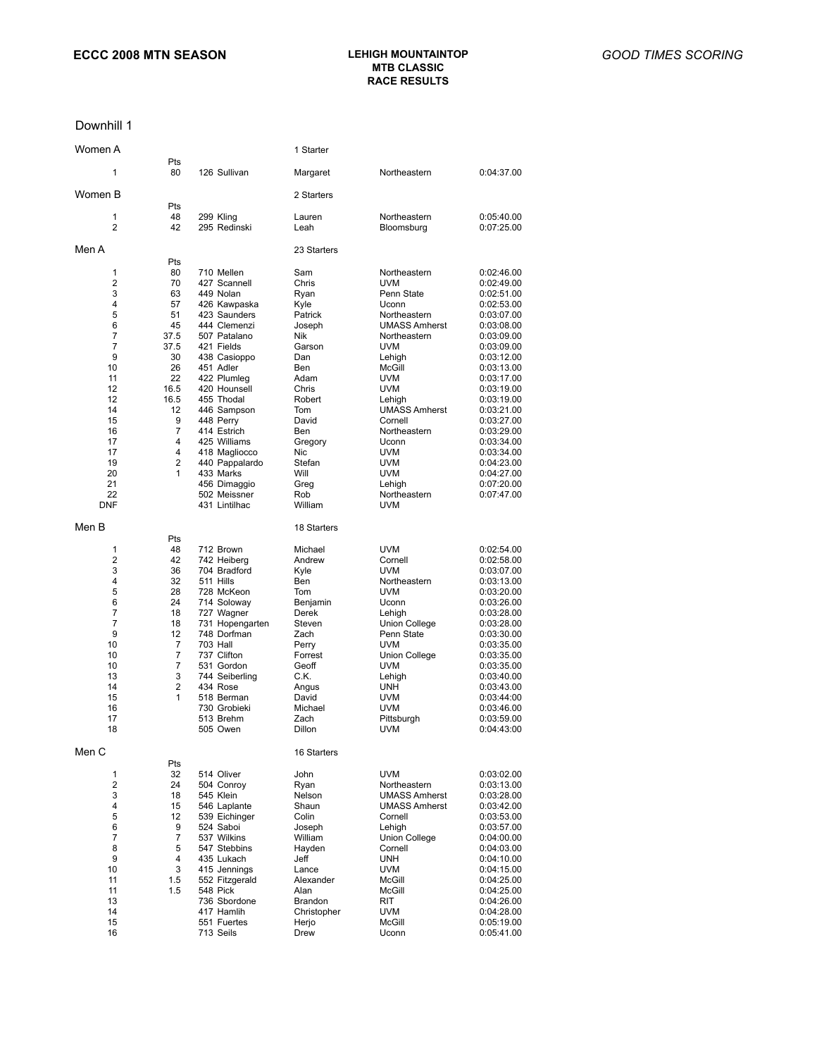**ECCC 2008 MTN SEASON**

**LEHIGH MOUNTAINTOP MTB CLASSIC RACE RESULTS**

*GOOD TIMES SCORING*

## Downhill 1

### Women A — 1 Starter

| Place | Pts | No. | Last Name | First Name | Team | Time |
|---|---|---|---|---|---|---|
| 1 | 80 | 126 | Sullivan | Margaret | Northeastern | 0:04:37.00 |

### Women B — 2 Starters

| Place | Pts | No. | Last Name | First Name | Team | Time |
|---|---|---|---|---|---|---|
| 1 | 48 | 299 | Kling | Lauren | Northeastern | 0:05:40.00 |
| 2 | 42 | 295 | Redinski | Leah | Bloomsburg | 0:07:25.00 |

### Men A — 23 Starters

| Place | Pts | No. | Last Name | First Name | Team | Time |
|---|---|---|---|---|---|---|
| 1 | 80 | 710 | Mellen | Sam | Northeastern | 0:02:46.00 |
| 2 | 70 | 427 | Scannell | Chris | UVM | 0:02:49.00 |
| 3 | 63 | 449 | Nolan | Ryan | Penn State | 0:02:51.00 |
| 4 | 57 | 426 | Kawpaska | Kyle | Uconn | 0:02:53.00 |
| 5 | 51 | 423 | Saunders | Patrick | Northeastern | 0:03:07.00 |
| 6 | 45 | 444 | Clemenzi | Joseph | UMASS Amherst | 0:03:08.00 |
| 7 | 37.5 | 507 | Patalano | Nik | Northeastern | 0:03:09.00 |
| 7 | 37.5 | 421 | Fields | Garson | UVM | 0:03:09.00 |
| 9 | 30 | 438 | Casioppo | Dan | Lehigh | 0:03:12.00 |
| 10 | 26 | 451 | Adler | Ben | McGill | 0:03:13.00 |
| 11 | 22 | 422 | Plumleg | Adam | UVM | 0:03:17.00 |
| 12 | 16.5 | 420 | Hounsell | Chris | UVM | 0:03:19.00 |
| 12 | 16.5 | 455 | Thodal | Robert | Lehigh | 0:03:19.00 |
| 14 | 12 | 446 | Sampson | Tom | UMASS Amherst | 0:03:21.00 |
| 15 | 9 | 448 | Perry | David | Cornell | 0:03:27.00 |
| 16 | 7 | 414 | Estrich | Ben | Northeastern | 0:03:29.00 |
| 17 | 4 | 425 | Williams | Gregory | Uconn | 0:03:34.00 |
| 17 | 4 | 418 | Magliocco | Nic | UVM | 0:03:34.00 |
| 19 | 2 | 440 | Pappalardo | Stefan | UVM | 0:04:23.00 |
| 20 | 1 | 433 | Marks | Will | UVM | 0:04:27.00 |
| 21 | | 456 | Dimaggio | Greg | Lehigh | 0:07:20.00 |
| 22 | | 502 | Meissner | Rob | Northeastern | 0:07:47.00 |
| DNF | | 431 | Lintilhac | William | UVM | |

### Men B — 18 Starters

| Place | Pts | No. | Last Name | First Name | Team | Time |
|---|---|---|---|---|---|---|
| 1 | 48 | 712 | Brown | Michael | UVM | 0:02:54.00 |
| 2 | 42 | 742 | Heiberg | Andrew | Cornell | 0:02:58.00 |
| 3 | 36 | 704 | Bradford | Kyle | UVM | 0:03:07.00 |
| 4 | 32 | 511 | Hills | Ben | Northeastern | 0:03:13.00 |
| 5 | 28 | 728 | McKeon | Tom | UVM | 0:03:20.00 |
| 6 | 24 | 714 | Soloway | Benjamin | Uconn | 0:03:26.00 |
| 7 | 18 | 727 | Wagner | Derek | Lehigh | 0:03:28.00 |
| 7 | 18 | 731 | Hopengarten | Steven | Union College | 0:03:28.00 |
| 9 | 12 | 748 | Dorfman | Zach | Penn State | 0:03:30.00 |
| 10 | 7 | 703 | Hall | Perry | UVM | 0:03:35.00 |
| 10 | 7 | 737 | Clifton | Forrest | Union College | 0:03:35.00 |
| 10 | 7 | 531 | Gordon | Geoff | UVM | 0:03:35.00 |
| 13 | 3 | 744 | Seiberling | C.K. | Lehigh | 0:03:40.00 |
| 14 | 2 | 434 | Rose | Angus | UNH | 0:03:43.00 |
| 15 | 1 | 518 | Berman | David | UVM | 0:03:44.00 |
| 16 | | 730 | Grobieki | Michael | UVM | 0:03:46.00 |
| 17 | | 513 | Brehm | Zach | Pittsburgh | 0:03:59.00 |
| 18 | | 505 | Owen | Dillon | UVM | 0:04:43.00 |

### Men C — 16 Starters

| Place | Pts | No. | Last Name | First Name | Team | Time |
|---|---|---|---|---|---|---|
| 1 | 32 | 514 | Oliver | John | UVM | 0:03:02.00 |
| 2 | 24 | 504 | Conroy | Ryan | Northeastern | 0:03:13.00 |
| 3 | 18 | 545 | Klein | Nelson | UMASS Amherst | 0:03:28.00 |
| 4 | 15 | 546 | Laplante | Shaun | UMASS Amherst | 0:03:42.00 |
| 5 | 12 | 539 | Eichinger | Colin | Cornell | 0:03:53.00 |
| 6 | 9 | 524 | Saboi | Joseph | Lehigh | 0:03:57.00 |
| 7 | 7 | 537 | Wilkins | William | Union College | 0:04:00.00 |
| 8 | 5 | 547 | Stebbins | Hayden | Cornell | 0:04:03.00 |
| 9 | 4 | 435 | Lukach | Jeff | UNH | 0:04:10.00 |
| 10 | 3 | 415 | Jennings | Lance | UVM | 0:04:15.00 |
| 11 | 1.5 | 552 | Fitzgerald | Alexander | McGill | 0:04:25.00 |
| 11 | 1.5 | 548 | Pick | Alan | McGill | 0:04:25.00 |
| 13 | | 736 | Sbordone | Brandon | RIT | 0:04:26.00 |
| 14 | | 417 | Hamlih | Christopher | UVM | 0:04:28.00 |
| 15 | | 551 | Fuertes | Herjo | McGill | 0:05:19.00 |
| 16 | | 713 | Seils | Drew | Uconn | 0:05:41.00 |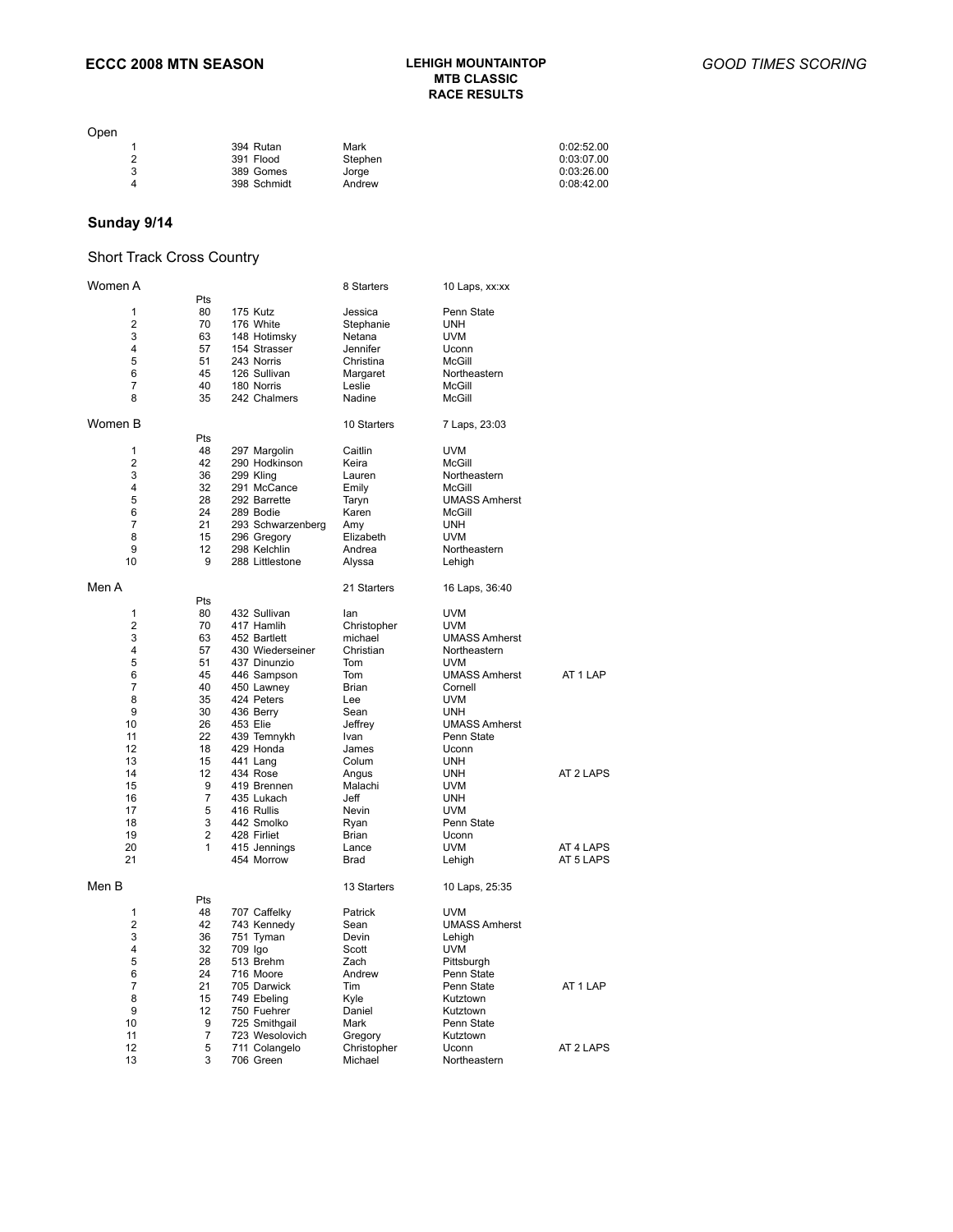**ECCC 2008 MTN SEASON** | **LEHIGH MOUNTAINTOP MTB CLASSIC RACE RESULTS** | *GOOD TIMES SCORING*

Open

| | | | | |
|---|---|---|---|---|
| 1 | 394 Rutan | Mark | | 0:02:52.00 |
| 2 | 391 Flood | Stephen | | 0:03:07.00 |
| 3 | 389 Gomes | Jorge | | 0:03:26.00 |
| 4 | 398 Schmidt | Andrew | | 0:08:42.00 |

## Sunday 9/14

### Short Track Cross Country

Women A — 8 Starters — 10 Laps, xx:xx

| | Pts | | | | |
|---|---|---|---|---|---|
| 1 | 80 | 175 Kutz | Jessica | Penn State | |
| 2 | 70 | 176 White | Stephanie | UNH | |
| 3 | 63 | 148 Hotimsky | Netana | UVM | |
| 4 | 57 | 154 Strasser | Jennifer | Uconn | |
| 5 | 51 | 243 Norris | Christina | McGill | |
| 6 | 45 | 126 Sullivan | Margaret | Northeastern | |
| 7 | 40 | 180 Norris | Leslie | McGill | |
| 8 | 35 | 242 Chalmers | Nadine | McGill | |

Women B — 10 Starters — 7 Laps, 23:03

| | Pts | | | | |
|---|---|---|---|---|---|
| 1 | 48 | 297 Margolin | Caitlin | UVM | |
| 2 | 42 | 290 Hodkinson | Keira | McGill | |
| 3 | 36 | 299 Kling | Lauren | Northeastern | |
| 4 | 32 | 291 McCance | Emily | McGill | |
| 5 | 28 | 292 Barrette | Taryn | UMASS Amherst | |
| 6 | 24 | 289 Bodie | Karen | McGill | |
| 7 | 21 | 293 Schwarzenberg | Amy | UNH | |
| 8 | 15 | 296 Gregory | Elizabeth | UVM | |
| 9 | 12 | 298 Kelchlin | Andrea | Northeastern | |
| 10 | 9 | 288 Littlestone | Alyssa | Lehigh | |

Men A — 21 Starters — 16 Laps, 36:40

| | Pts | | | | |
|---|---|---|---|---|---|
| 1 | 80 | 432 Sullivan | Ian | UVM | |
| 2 | 70 | 417 Hamlih | Christopher | UVM | |
| 3 | 63 | 452 Bartlett | michael | UMASS Amherst | |
| 4 | 57 | 430 Wiederseiner | Christian | Northeastern | |
| 5 | 51 | 437 Dinunzio | Tom | UVM | |
| 6 | 45 | 446 Sampson | Tom | UMASS Amherst | AT 1 LAP |
| 7 | 40 | 450 Lawney | Brian | Cornell | |
| 8 | 35 | 424 Peters | Lee | UVM | |
| 9 | 30 | 436 Berry | Sean | UNH | |
| 10 | 26 | 453 Elie | Jeffrey | UMASS Amherst | |
| 11 | 22 | 439 Temnykh | Ivan | Penn State | |
| 12 | 18 | 429 Honda | James | Uconn | |
| 13 | 15 | 441 Lang | Colum | UNH | |
| 14 | 12 | 434 Rose | Angus | UNH | AT 2 LAPS |
| 15 | 9 | 419 Brennen | Malachi | UVM | |
| 16 | 7 | 435 Lukach | Jeff | UNH | |
| 17 | 5 | 416 Rullis | Nevin | UVM | |
| 18 | 3 | 442 Smolko | Ryan | Penn State | |
| 19 | 2 | 428 Firliet | Brian | Uconn | |
| 20 | 1 | 415 Jennings | Lance | UVM | AT 4 LAPS |
| 21 | | 454 Morrow | Brad | Lehigh | AT 5 LAPS |

Men B — 13 Starters — 10 Laps, 25:35

| | Pts | | | | |
|---|---|---|---|---|---|
| 1 | 48 | 707 Caffelky | Patrick | UVM | |
| 2 | 42 | 743 Kennedy | Sean | UMASS Amherst | |
| 3 | 36 | 751 Tyman | Devin | Lehigh | |
| 4 | 32 | 709 Igo | Scott | UVM | |
| 5 | 28 | 513 Brehm | Zach | Pittsburgh | |
| 6 | 24 | 716 Moore | Andrew | Penn State | |
| 7 | 21 | 705 Darwick | Tim | Penn State | AT 1 LAP |
| 8 | 15 | 749 Ebeling | Kyle | Kutztown | |
| 9 | 12 | 750 Fuehrer | Daniel | Kutztown | |
| 10 | 9 | 725 Smithgail | Mark | Penn State | |
| 11 | 7 | 723 Wesolovich | Gregory | Kutztown | |
| 12 | 5 | 711 Colangelo | Christopher | Uconn | AT 2 LAPS |
| 13 | 3 | 706 Green | Michael | Northeastern | |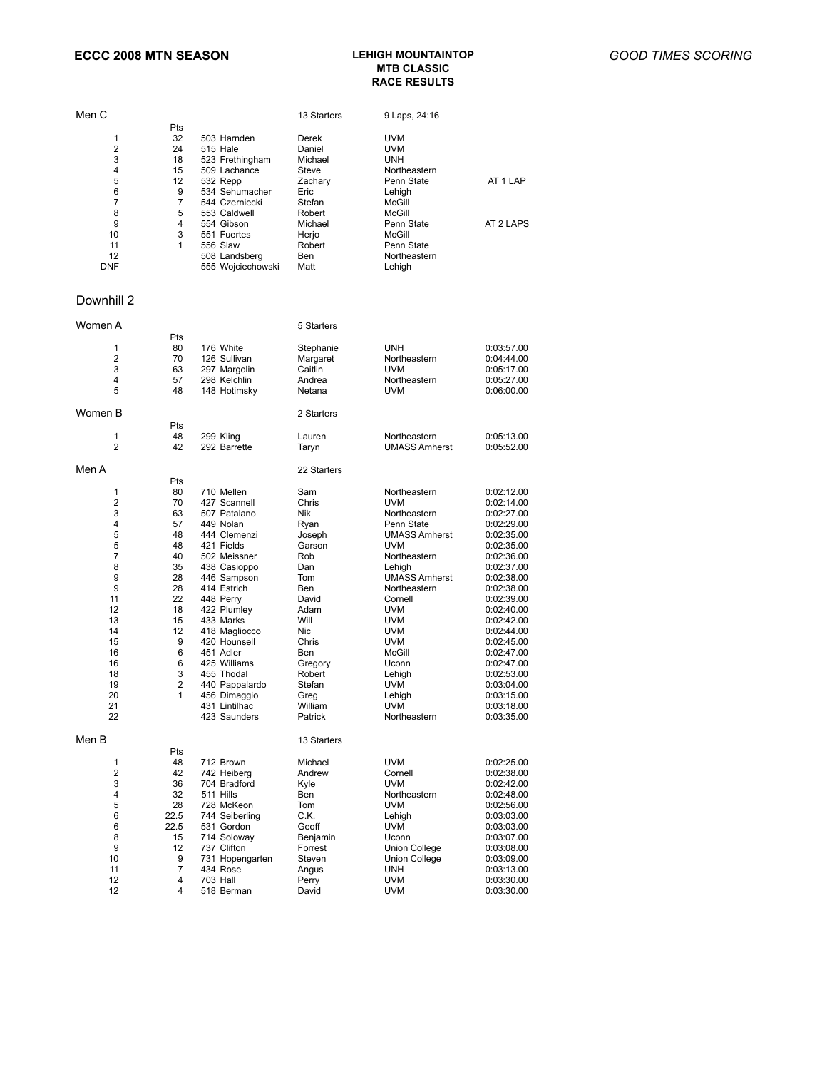**ECCC 2008 MTN SEASON**

**LEHIGH MOUNTAINTOP MTB CLASSIC RACE RESULTS**

*GOOD TIMES SCORING*

### Men C

13 Starters — 9 Laps, 24:16

| Place | Pts | No. | Last Name | First Name | Team | |
|---|---|---|---|---|---|---|
| 1 | 32 | 503 | Harnden | Derek | UVM | |
| 2 | 24 | 515 | Hale | Daniel | UVM | |
| 3 | 18 | 523 | Frethingham | Michael | UNH | |
| 4 | 15 | 509 | Lachance | Steve | Northeastern | |
| 5 | 12 | 532 | Repp | Zachary | Penn State | AT 1 LAP |
| 6 | 9 | 534 | Sehumacher | Eric | Lehigh | |
| 7 | 7 | 544 | Czerniecki | Stefan | McGill | |
| 8 | 5 | 553 | Caldwell | Robert | McGill | |
| 9 | 4 | 554 | Gibson | Michael | Penn State | AT 2 LAPS |
| 10 | 3 | 551 | Fuertes | Herjo | McGill | |
| 11 | 1 | 556 | Slaw | Robert | Penn State | |
| 12 | | 508 | Landsberg | Ben | Northeastern | |
| DNF | | 555 | Wojciechowski | Matt | Lehigh | |

## Downhill 2

### Women A

5 Starters

| Place | Pts | No. | Last Name | First Name | Team | Time |
|---|---|---|---|---|---|---|
| 1 | 80 | 176 | White | Stephanie | UNH | 0:03:57.00 |
| 2 | 70 | 126 | Sullivan | Margaret | Northeastern | 0:04:44.00 |
| 3 | 63 | 297 | Margolin | Caitlin | UVM | 0:05:17.00 |
| 4 | 57 | 298 | Kelchlin | Andrea | Northeastern | 0:05:27.00 |
| 5 | 48 | 148 | Hotimsky | Netana | UVM | 0:06:00.00 |

### Women B

2 Starters

| Place | Pts | No. | Last Name | First Name | Team | Time |
|---|---|---|---|---|---|---|
| 1 | 48 | 299 | Kling | Lauren | Northeastern | 0:05:13.00 |
| 2 | 42 | 292 | Barrette | Taryn | UMASS Amherst | 0:05:52.00 |

### Men A

22 Starters

| Place | Pts | No. | Last Name | First Name | Team | Time |
|---|---|---|---|---|---|---|
| 1 | 80 | 710 | Mellen | Sam | Northeastern | 0:02:12.00 |
| 2 | 70 | 427 | Scannell | Chris | UVM | 0:02:14.00 |
| 3 | 63 | 507 | Patalano | Nik | Northeastern | 0:02:27.00 |
| 4 | 57 | 449 | Nolan | Ryan | Penn State | 0:02:29.00 |
| 5 | 48 | 444 | Clemenzi | Joseph | UMASS Amherst | 0:02:35.00 |
| 5 | 48 | 421 | Fields | Garson | UVM | 0:02:35.00 |
| 7 | 40 | 502 | Meissner | Rob | Northeastern | 0:02:36.00 |
| 8 | 35 | 438 | Casioppo | Dan | Lehigh | 0:02:37.00 |
| 9 | 28 | 446 | Sampson | Tom | UMASS Amherst | 0:02:38.00 |
| 9 | 28 | 414 | Estrich | Ben | Northeastern | 0:02:38.00 |
| 11 | 22 | 448 | Perry | David | Cornell | 0:02:39.00 |
| 12 | 18 | 422 | Plumley | Adam | UVM | 0:02:40.00 |
| 13 | 15 | 433 | Marks | Will | UVM | 0:02:42.00 |
| 14 | 12 | 418 | Magliocco | Nic | UVM | 0:02:44.00 |
| 15 | 9 | 420 | Hounsell | Chris | UVM | 0:02:45.00 |
| 16 | 6 | 451 | Adler | Ben | McGill | 0:02:47.00 |
| 16 | 6 | 425 | Williams | Gregory | Uconn | 0:02:47.00 |
| 18 | 3 | 455 | Thodal | Robert | Lehigh | 0:02:53.00 |
| 19 | 2 | 440 | Pappalardo | Stefan | UVM | 0:03:04.00 |
| 20 | 1 | 456 | Dimaggio | Greg | Lehigh | 0:03:15.00 |
| 21 | | 431 | Lintilhac | William | UVM | 0:03:18.00 |
| 22 | | 423 | Saunders | Patrick | Northeastern | 0:03:35.00 |

### Men B

13 Starters

| Place | Pts | No. | Last Name | First Name | Team | Time |
|---|---|---|---|---|---|---|
| 1 | 48 | 712 | Brown | Michael | UVM | 0:02:25.00 |
| 2 | 42 | 742 | Heiberg | Andrew | Cornell | 0:02:38.00 |
| 3 | 36 | 704 | Bradford | Kyle | UVM | 0:02:42.00 |
| 4 | 32 | 511 | Hills | Ben | Northeastern | 0:02:48.00 |
| 5 | 28 | 728 | McKeon | Tom | UVM | 0:02:56.00 |
| 6 | 22.5 | 744 | Seiberling | C.K. | Lehigh | 0:03:03.00 |
| 6 | 22.5 | 531 | Gordon | Geoff | UVM | 0:03:03.00 |
| 8 | 15 | 714 | Soloway | Benjamin | Uconn | 0:03:07.00 |
| 9 | 12 | 737 | Clifton | Forrest | Union College | 0:03:08.00 |
| 10 | 9 | 731 | Hopengarten | Steven | Union College | 0:03:09.00 |
| 11 | 7 | 434 | Rose | Angus | UNH | 0:03:13.00 |
| 12 | 4 | 703 | Hall | Perry | UVM | 0:03:30.00 |
| 12 | 4 | 518 | Berman | David | UVM | 0:03:30.00 |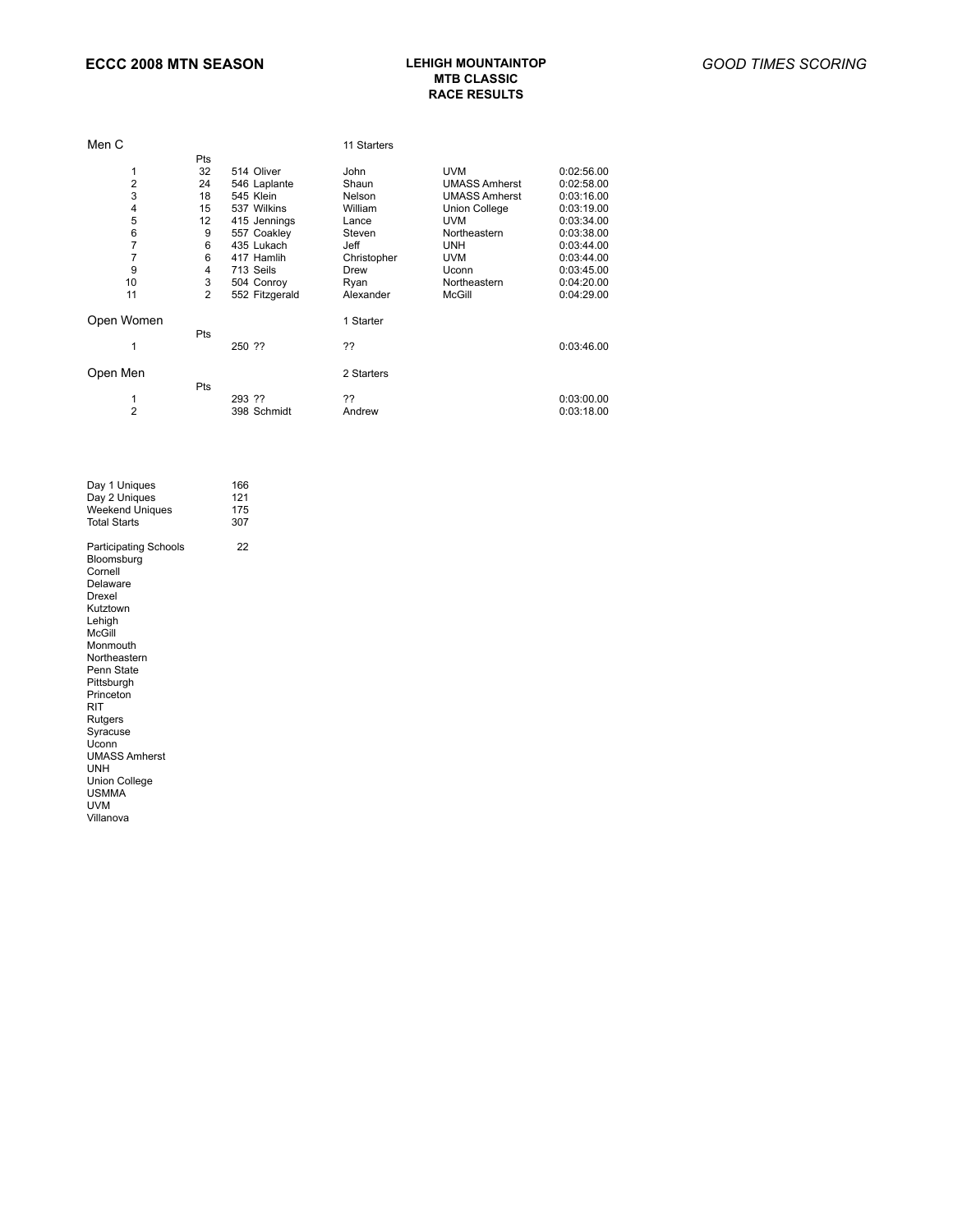**ECCC 2008 MTN SEASON**

**LEHIGH MOUNTAINTOP MTB CLASSIC RACE RESULTS**

*GOOD TIMES SCORING*

## Men C

11 Starters

| | Pts | | | | | |
|---|---|---|---|---|---|---|
| 1 | 32 | 514 | Oliver | John | UVM | 0:02:56.00 |
| 2 | 24 | 546 | Laplante | Shaun | UMASS Amherst | 0:02:58.00 |
| 3 | 18 | 545 | Klein | Nelson | UMASS Amherst | 0:03:16.00 |
| 4 | 15 | 537 | Wilkins | William | Union College | 0:03:19.00 |
| 5 | 12 | 415 | Jennings | Lance | UVM | 0:03:34.00 |
| 6 | 9 | 557 | Coakley | Steven | Northeastern | 0:03:38.00 |
| 7 | 6 | 435 | Lukach | Jeff | UNH | 0:03:44.00 |
| 7 | 6 | 417 | Hamlih | Christopher | UVM | 0:03:44.00 |
| 9 | 4 | 713 | Seils | Drew | Uconn | 0:03:45.00 |
| 10 | 3 | 504 | Conroy | Ryan | Northeastern | 0:04:20.00 |
| 11 | 2 | 552 | Fitzgerald | Alexander | McGill | 0:04:29.00 |

## Open Women

1 Starter

| | Pts | | | | | |
|---|---|---|---|---|---|---|
| 1 | | 250 | ?? | ?? | | 0:03:46.00 |

## Open Men

2 Starters

| | Pts | | | | | |
|---|---|---|---|---|---|---|
| 1 | | 293 | ?? | ?? | | 0:03:00.00 |
| 2 | | 398 | Schmidt | Andrew | | 0:03:18.00 |

| | |
|---|---|
| Day 1 Uniques | 166 |
| Day 2 Uniques | 121 |
| Weekend Uniques | 175 |
| Total Starts | 307 |

Participating Schools 22

Bloomsburg
Cornell
Delaware
Drexel
Kutztown
Lehigh
McGill
Monmouth
Northeastern
Penn State
Pittsburgh
Princeton
RIT
Rutgers
Syracuse
Uconn
UMASS Amherst
UNH
Union College
USMMA
UVM
Villanova